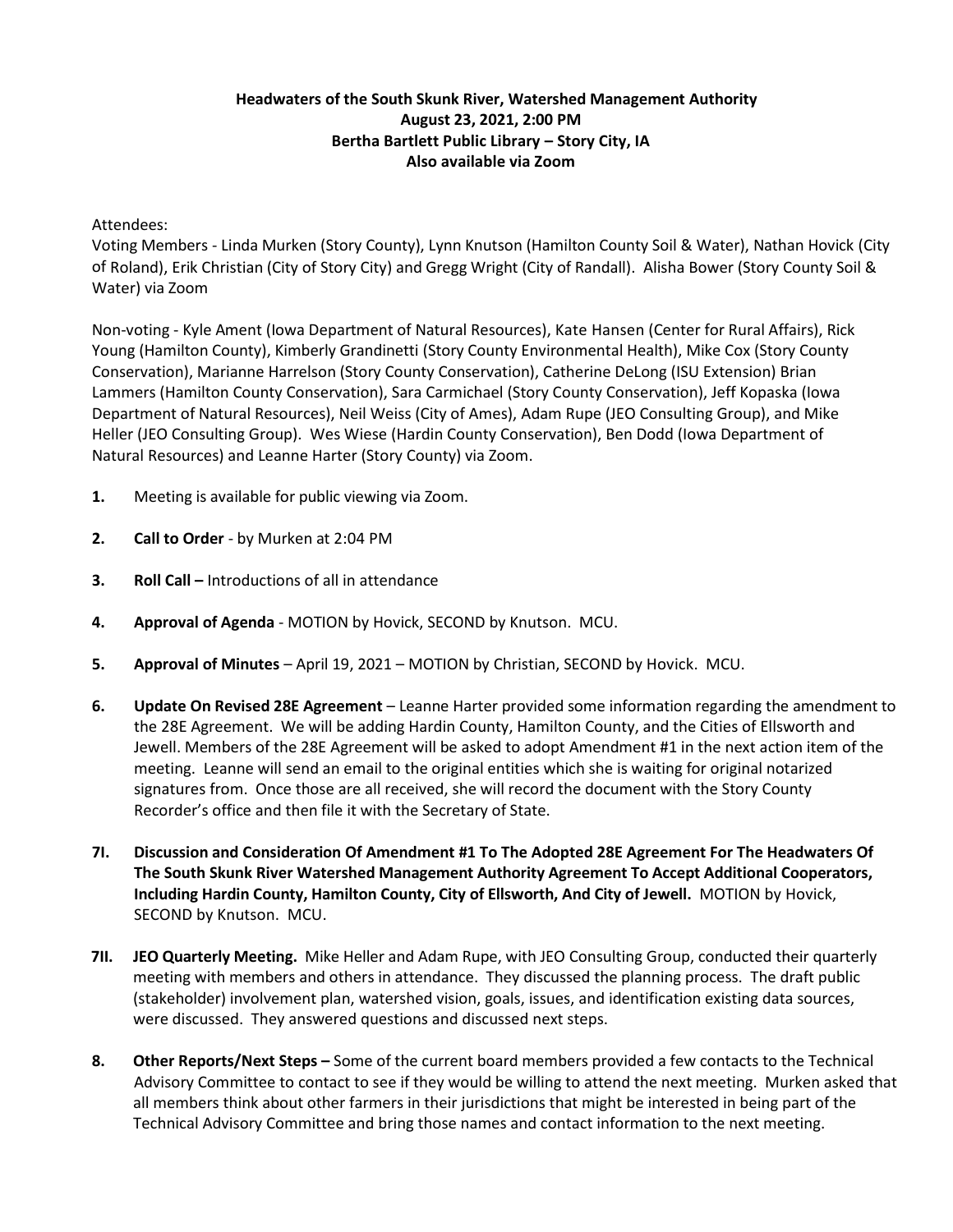**Headwaters of the South Skunk River, Watershed Management Authority**
**August 23, 2021, 2:00 PM**
**Bertha Bartlett Public Library – Story City, IA**
**Also available via Zoom**

Attendees:
Voting Members - Linda Murken (Story County), Lynn Knutson (Hamilton County Soil & Water), Nathan Hovick (City of Roland), Erik Christian (City of Story City) and Gregg Wright (City of Randall). Alisha Bower (Story County Soil & Water) via Zoom

Non-voting - Kyle Ament (Iowa Department of Natural Resources), Kate Hansen (Center for Rural Affairs), Rick Young (Hamilton County), Kimberly Grandinetti (Story County Environmental Health), Mike Cox (Story County Conservation), Marianne Harrelson (Story County Conservation), Catherine DeLong (ISU Extension) Brian Lammers (Hamilton County Conservation), Sara Carmichael (Story County Conservation), Jeff Kopaska (Iowa Department of Natural Resources), Neil Weiss (City of Ames), Adam Rupe (JEO Consulting Group), and Mike Heller (JEO Consulting Group). Wes Wiese (Hardin County Conservation), Ben Dodd (Iowa Department of Natural Resources) and Leanne Harter (Story County) via Zoom.

1. Meeting is available for public viewing via Zoom.
2. **Call to Order** - by Murken at 2:04 PM
3. **Roll Call –** Introductions of all in attendance
4. **Approval of Agenda** - MOTION by Hovick, SECOND by Knutson. MCU.
5. **Approval of Minutes** – April 19, 2021 – MOTION by Christian, SECOND by Hovick. MCU.
6. **Update On Revised 28E Agreement** – Leanne Harter provided some information regarding the amendment to the 28E Agreement. We will be adding Hardin County, Hamilton County, and the Cities of Ellsworth and Jewell. Members of the 28E Agreement will be asked to adopt Amendment #1 in the next action item of the meeting. Leanne will send an email to the original entities which she is waiting for original notarized signatures from. Once those are all received, she will record the document with the Story County Recorder's office and then file it with the Secretary of State.

**7I. Discussion and Consideration Of Amendment #1 To The Adopted 28E Agreement For The Headwaters Of The South Skunk River Watershed Management Authority Agreement To Accept Additional Cooperators, Including Hardin County, Hamilton County, City of Ellsworth, And City of Jewell.** MOTION by Hovick, SECOND by Knutson. MCU.

**7II. JEO Quarterly Meeting.** Mike Heller and Adam Rupe, with JEO Consulting Group, conducted their quarterly meeting with members and others in attendance. They discussed the planning process. The draft public (stakeholder) involvement plan, watershed vision, goals, issues, and identification existing data sources, were discussed. They answered questions and discussed next steps.

8. **Other Reports/Next Steps –** Some of the current board members provided a few contacts to the Technical Advisory Committee to contact to see if they would be willing to attend the next meeting. Murken asked that all members think about other farmers in their jurisdictions that might be interested in being part of the Technical Advisory Committee and bring those names and contact information to the next meeting.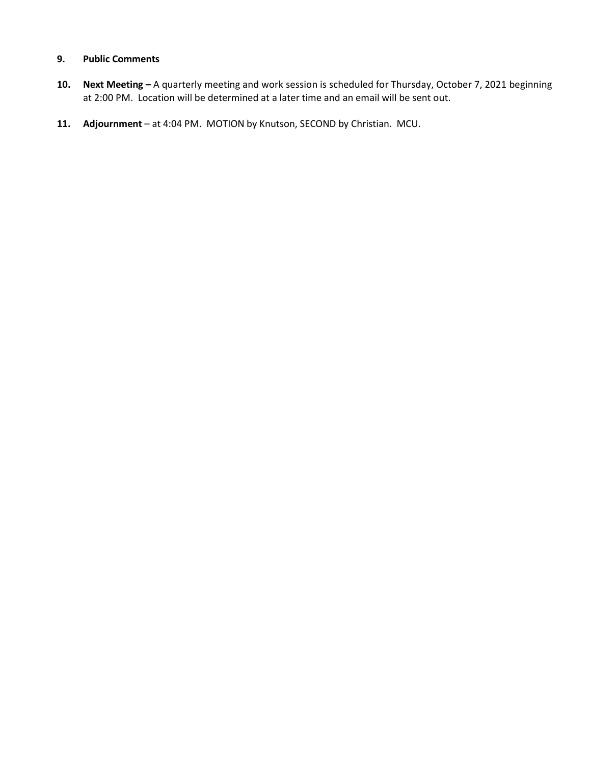9. **Public Comments**

10. **Next Meeting –** A quarterly meeting and work session is scheduled for Thursday, October 7, 2021 beginning at 2:00 PM. Location will be determined at a later time and an email will be sent out.

11. **Adjournment** – at 4:04 PM. MOTION by Knutson, SECOND by Christian. MCU.